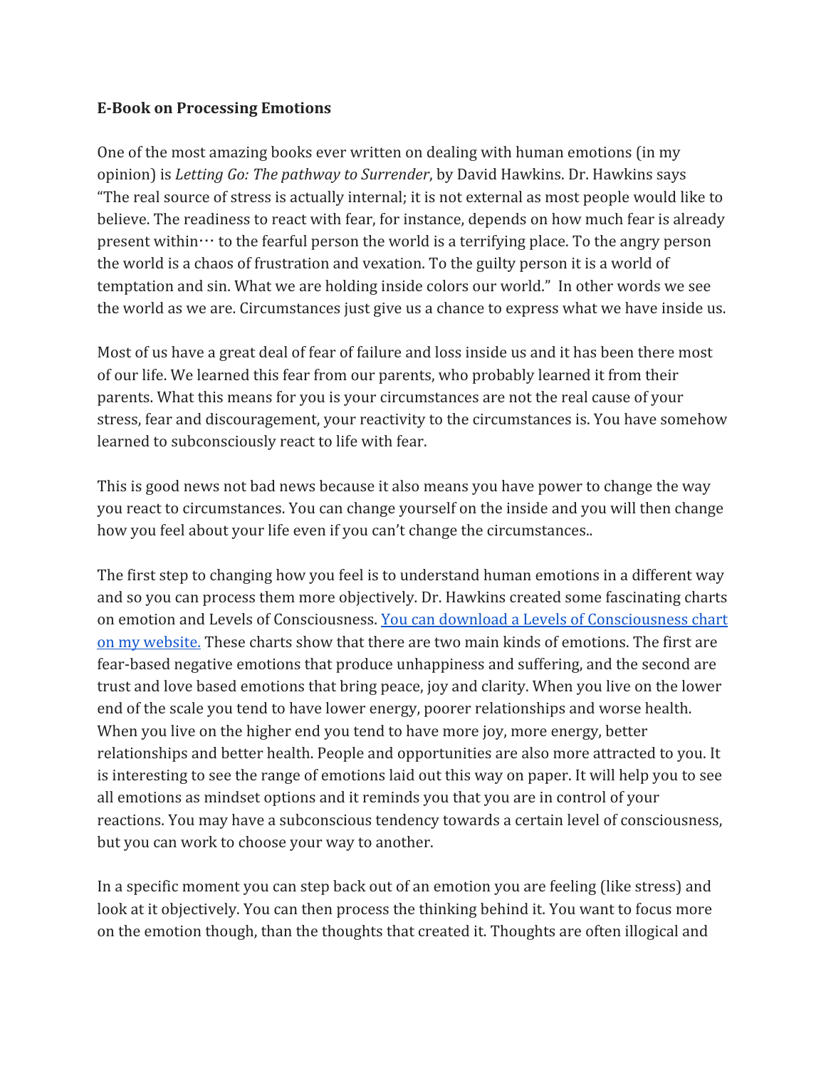**E-Book on Processing Emotions**

One of the most amazing books ever written on dealing with human emotions (in my opinion) is *Letting Go: The pathway to Surrender*, by David Hawkins. Dr. Hawkins says "The real source of stress is actually internal; it is not external as most people would like to believe. The readiness to react with fear, for instance, depends on how much fear is already present within··· to the fearful person the world is a terrifying place. To the angry person the world is a chaos of frustration and vexation. To the guilty person it is a world of temptation and sin. What we are holding inside colors our world." In other words we see the world as we are. Circumstances just give us a chance to express what we have inside us.

Most of us have a great deal of fear of failure and loss inside us and it has been there most of our life. We learned this fear from our parents, who probably learned it from their parents. What this means for you is your circumstances are not the real cause of your stress, fear and discouragement, your reactivity to the circumstances is. You have somehow learned to subconsciously react to life with fear.

This is good news not bad news because it also means you have power to change the way you react to circumstances. You can change yourself on the inside and you will then change how you feel about your life even if you can't change the circumstances..

The first step to changing how you feel is to understand human emotions in a different way and so you can process them more objectively. Dr. Hawkins created some fascinating charts on emotion and Levels of Consciousness. [You can download a Levels of Consciousness chart on my website.]() These charts show that there are two main kinds of emotions. The first are fear-based negative emotions that produce unhappiness and suffering, and the second are trust and love based emotions that bring peace, joy and clarity. When you live on the lower end of the scale you tend to have lower energy, poorer relationships and worse health. When you live on the higher end you tend to have more joy, more energy, better relationships and better health. People and opportunities are also more attracted to you. It is interesting to see the range of emotions laid out this way on paper. It will help you to see all emotions as mindset options and it reminds you that you are in control of your reactions. You may have a subconscious tendency towards a certain level of consciousness, but you can work to choose your way to another.

In a specific moment you can step back out of an emotion you are feeling (like stress) and look at it objectively. You can then process the thinking behind it. You want to focus more on the emotion though, than the thoughts that created it. Thoughts are often illogical and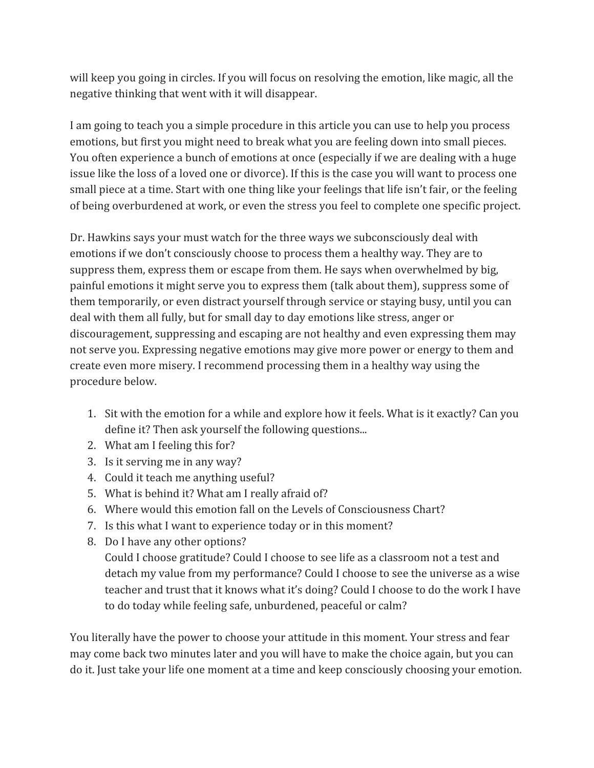will keep you going in circles. If you will focus on resolving the emotion, like magic, all the negative thinking that went with it will disappear.

I am going to teach you a simple procedure in this article you can use to help you process emotions, but first you might need to break what you are feeling down into small pieces. You often experience a bunch of emotions at once (especially if we are dealing with a huge issue like the loss of a loved one or divorce). If this is the case you will want to process one small piece at a time. Start with one thing like your feelings that life isn't fair, or the feeling of being overburdened at work, or even the stress you feel to complete one specific project.

Dr. Hawkins says your must watch for the three ways we subconsciously deal with emotions if we don't consciously choose to process them a healthy way. They are to suppress them, express them or escape from them. He says when overwhelmed by big, painful emotions it might serve you to express them (talk about them), suppress some of them temporarily, or even distract yourself through service or staying busy, until you can deal with them all fully, but for small day to day emotions like stress, anger or discouragement, suppressing and escaping are not healthy and even expressing them may not serve you. Expressing negative emotions may give more power or energy to them and create even more misery. I recommend processing them in a healthy way using the procedure below.

1. Sit with the emotion for a while and explore how it feels. What is it exactly? Can you define it? Then ask yourself the following questions...
2. What am I feeling this for?
3. Is it serving me in any way?
4. Could it teach me anything useful?
5. What is behind it? What am I really afraid of?
6. Where would this emotion fall on the Levels of Consciousness Chart?
7. Is this what I want to experience today or in this moment?
8. Do I have any other options?
   Could I choose gratitude? Could I choose to see life as a classroom not a test and detach my value from my performance? Could I choose to see the universe as a wise teacher and trust that it knows what it's doing? Could I choose to do the work I have to do today while feeling safe, unburdened, peaceful or calm?

You literally have the power to choose your attitude in this moment. Your stress and fear may come back two minutes later and you will have to make the choice again, but you can do it. Just take your life one moment at a time and keep consciously choosing your emotion.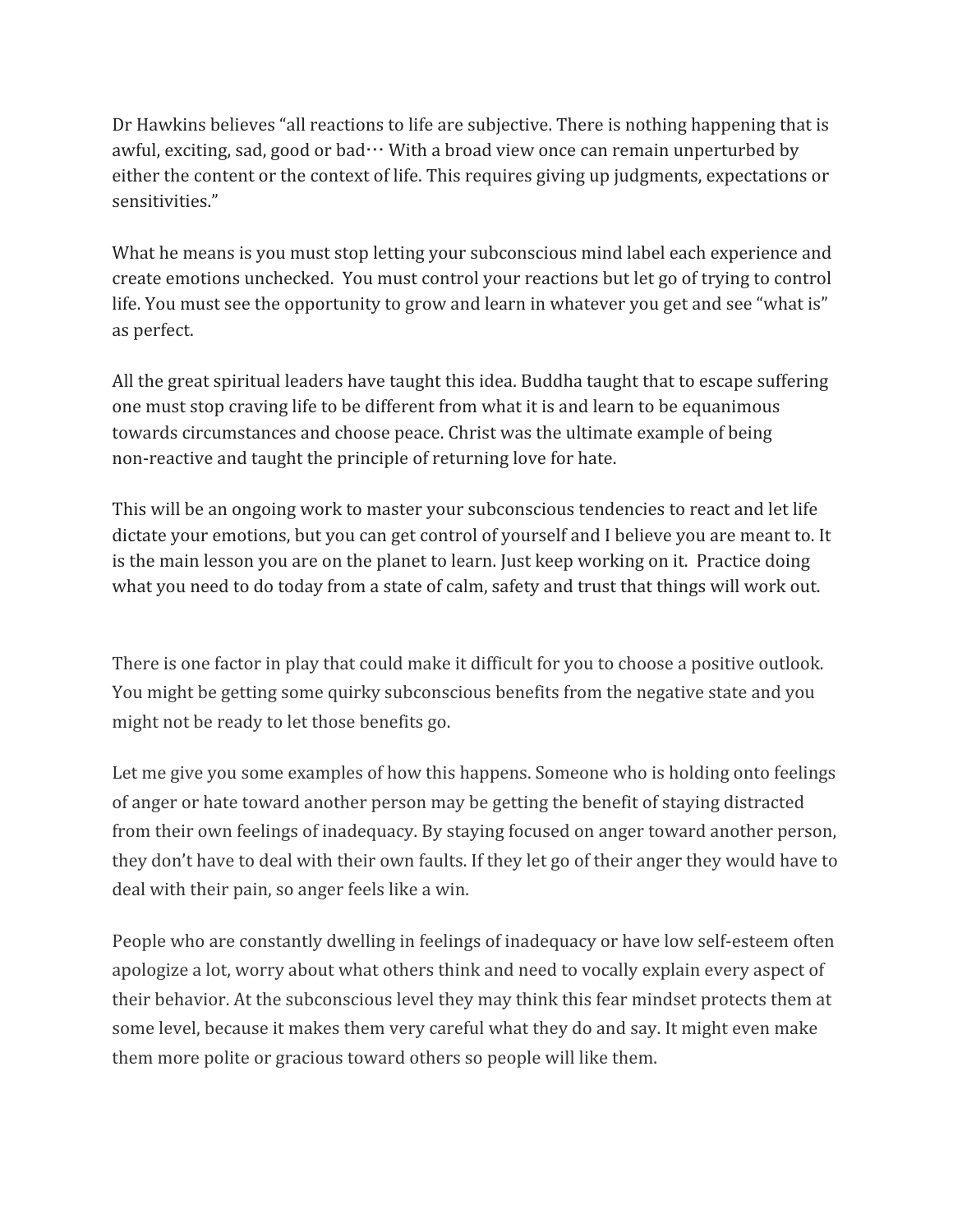Dr Hawkins believes "all reactions to life are subjective. There is nothing happening that is awful, exciting, sad, good or bad… With a broad view once can remain unperturbed by either the content or the context of life. This requires giving up judgments, expectations or sensitivities."

What he means is you must stop letting your subconscious mind label each experience and create emotions unchecked. You must control your reactions but let go of trying to control life. You must see the opportunity to grow and learn in whatever you get and see "what is" as perfect.

All the great spiritual leaders have taught this idea. Buddha taught that to escape suffering one must stop craving life to be different from what it is and learn to be equanimous towards circumstances and choose peace. Christ was the ultimate example of being non-reactive and taught the principle of returning love for hate.

This will be an ongoing work to master your subconscious tendencies to react and let life dictate your emotions, but you can get control of yourself and I believe you are meant to. It is the main lesson you are on the planet to learn. Just keep working on it. Practice doing what you need to do today from a state of calm, safety and trust that things will work out.

There is one factor in play that could make it difficult for you to choose a positive outlook. You might be getting some quirky subconscious benefits from the negative state and you might not be ready to let those benefits go.

Let me give you some examples of how this happens. Someone who is holding onto feelings of anger or hate toward another person may be getting the benefit of staying distracted from their own feelings of inadequacy. By staying focused on anger toward another person, they don't have to deal with their own faults. If they let go of their anger they would have to deal with their pain, so anger feels like a win.

People who are constantly dwelling in feelings of inadequacy or have low self-esteem often apologize a lot, worry about what others think and need to vocally explain every aspect of their behavior. At the subconscious level they may think this fear mindset protects them at some level, because it makes them very careful what they do and say. It might even make them more polite or gracious toward others so people will like them.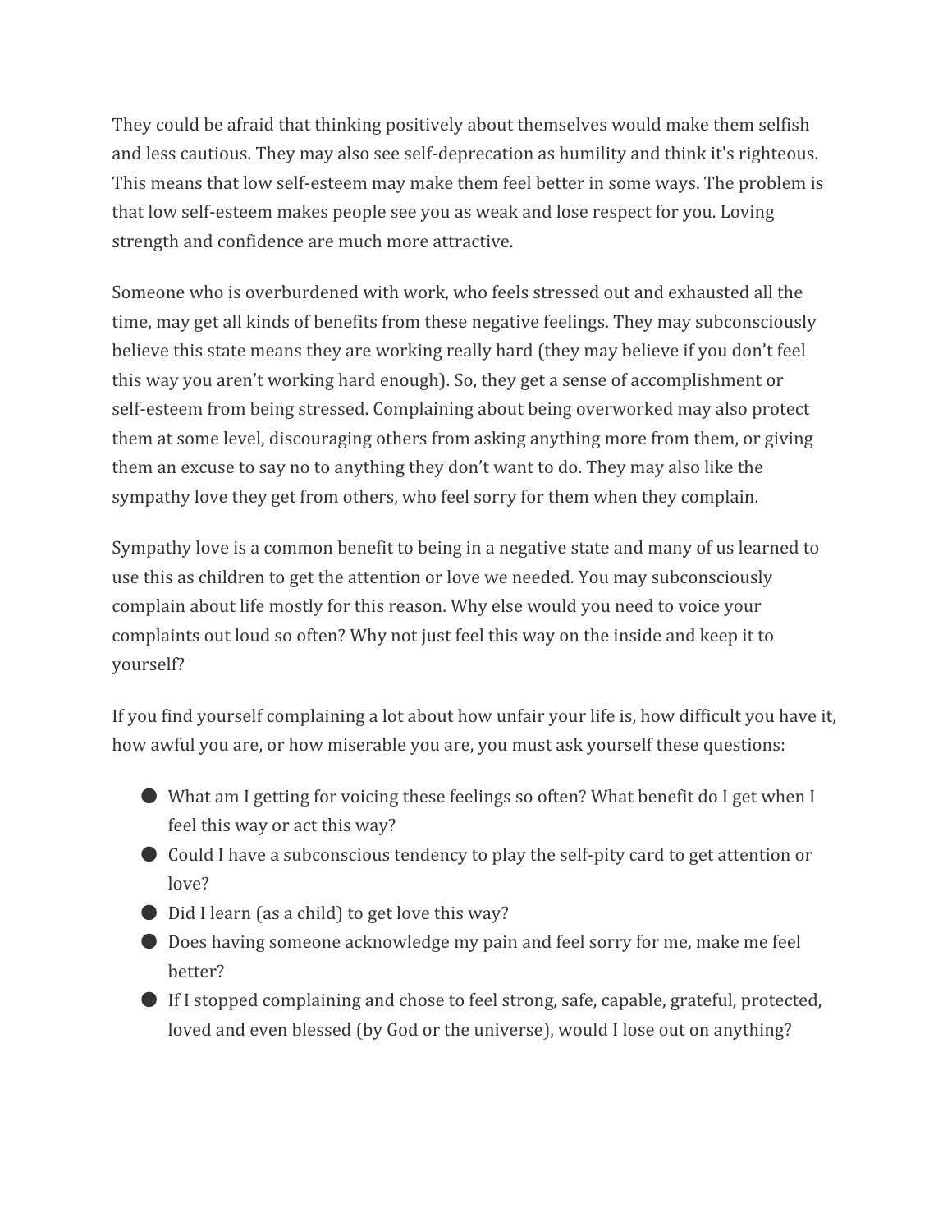They could be afraid that thinking positively about themselves would make them selfish and less cautious. They may also see self-deprecation as humility and think it's righteous. This means that low self-esteem may make them feel better in some ways. The problem is that low self-esteem makes people see you as weak and lose respect for you. Loving strength and confidence are much more attractive.

Someone who is overburdened with work, who feels stressed out and exhausted all the time, may get all kinds of benefits from these negative feelings. They may subconsciously believe this state means they are working really hard (they may believe if you don't feel this way you aren't working hard enough). So, they get a sense of accomplishment or self-esteem from being stressed. Complaining about being overworked may also protect them at some level, discouraging others from asking anything more from them, or giving them an excuse to say no to anything they don't want to do. They may also like the sympathy love they get from others, who feel sorry for them when they complain.

Sympathy love is a common benefit to being in a negative state and many of us learned to use this as children to get the attention or love we needed. You may subconsciously complain about life mostly for this reason. Why else would you need to voice your complaints out loud so often? Why not just feel this way on the inside and keep it to yourself?

If you find yourself complaining a lot about how unfair your life is, how difficult you have it, how awful you are, or how miserable you are, you must ask yourself these questions:

- What am I getting for voicing these feelings so often? What benefit do I get when I feel this way or act this way?
- Could I have a subconscious tendency to play the self-pity card to get attention or love?
- Did I learn (as a child) to get love this way?
- Does having someone acknowledge my pain and feel sorry for me, make me feel better?
- If I stopped complaining and chose to feel strong, safe, capable, grateful, protected, loved and even blessed (by God or the universe), would I lose out on anything?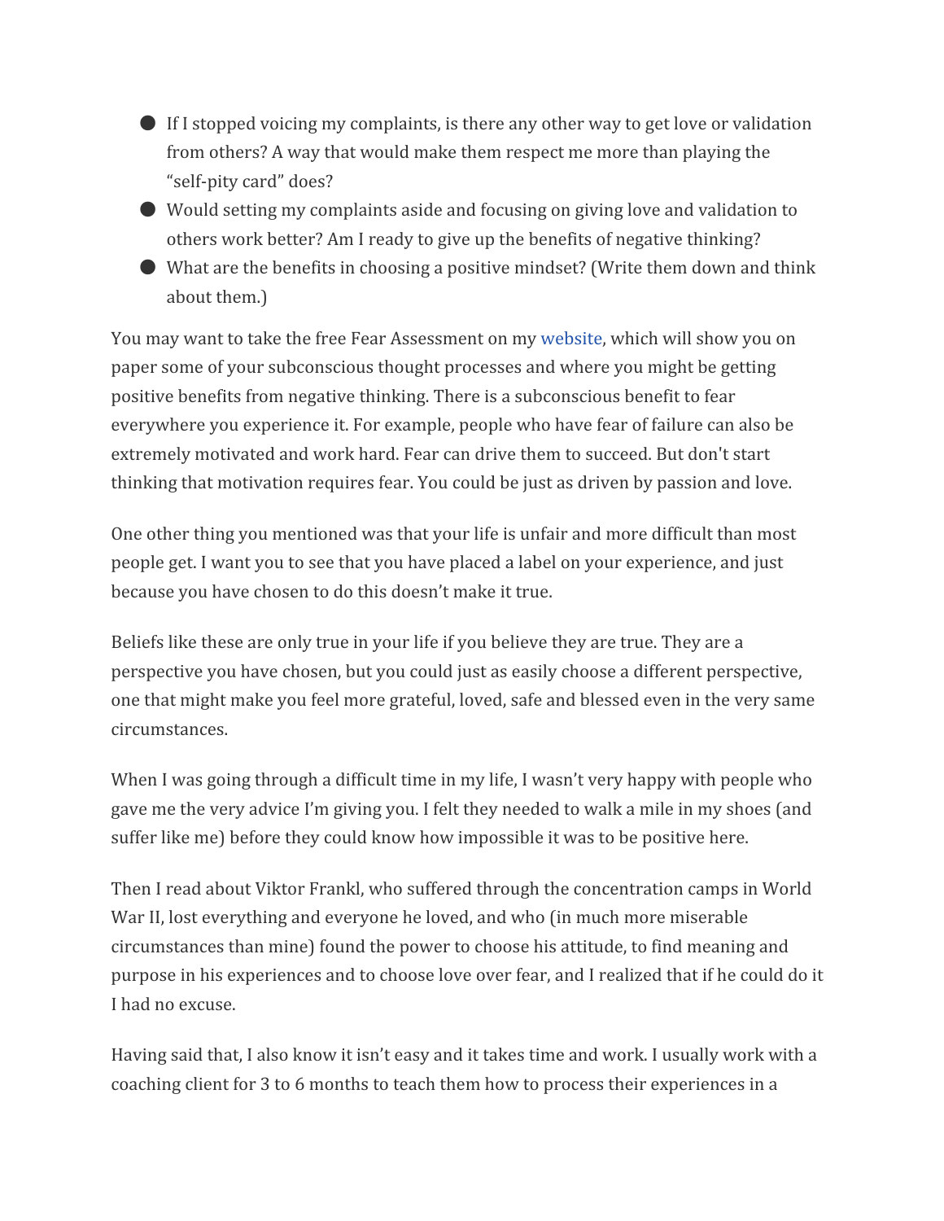- If I stopped voicing my complaints, is there any other way to get love or validation from others? A way that would make them respect me more than playing the "self-pity card" does?
- Would setting my complaints aside and focusing on giving love and validation to others work better? Am I ready to give up the benefits of negative thinking?
- What are the benefits in choosing a positive mindset? (Write them down and think about them.)

You may want to take the free Fear Assessment on my website, which will show you on paper some of your subconscious thought processes and where you might be getting positive benefits from negative thinking. There is a subconscious benefit to fear everywhere you experience it. For example, people who have fear of failure can also be extremely motivated and work hard. Fear can drive them to succeed. But don't start thinking that motivation requires fear. You could be just as driven by passion and love.

One other thing you mentioned was that your life is unfair and more difficult than most people get. I want you to see that you have placed a label on your experience, and just because you have chosen to do this doesn't make it true.

Beliefs like these are only true in your life if you believe they are true. They are a perspective you have chosen, but you could just as easily choose a different perspective, one that might make you feel more grateful, loved, safe and blessed even in the very same circumstances.

When I was going through a difficult time in my life, I wasn't very happy with people who gave me the very advice I'm giving you. I felt they needed to walk a mile in my shoes (and suffer like me) before they could know how impossible it was to be positive here.

Then I read about Viktor Frankl, who suffered through the concentration camps in World War II, lost everything and everyone he loved, and who (in much more miserable circumstances than mine) found the power to choose his attitude, to find meaning and purpose in his experiences and to choose love over fear, and I realized that if he could do it I had no excuse.

Having said that, I also know it isn't easy and it takes time and work. I usually work with a coaching client for 3 to 6 months to teach them how to process their experiences in a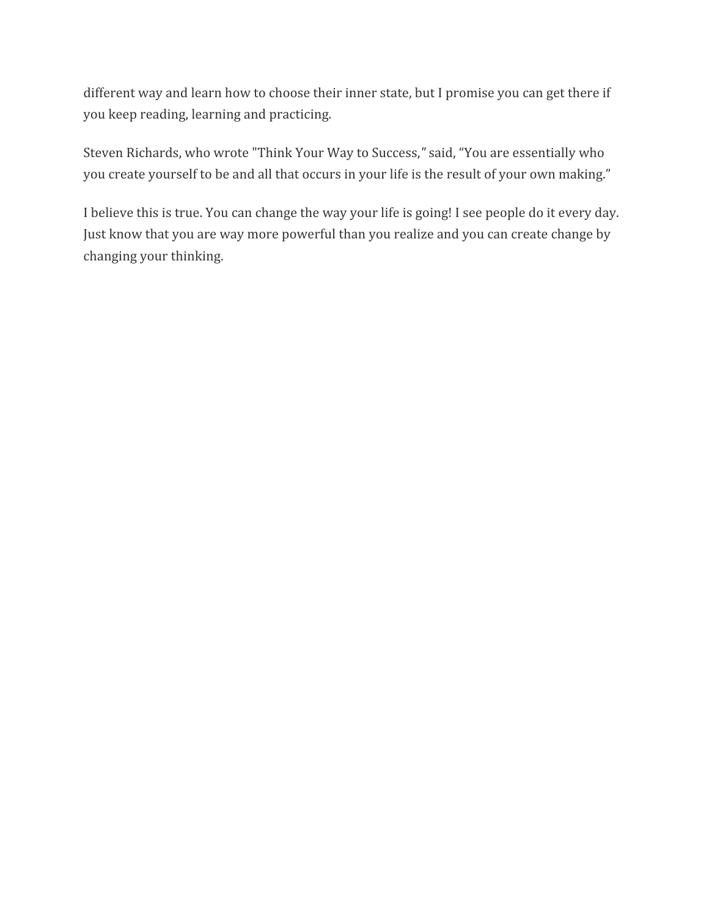different way and learn how to choose their inner state, but I promise you can get there if you keep reading, learning and practicing.

Steven Richards, who wrote "Think Your Way to Success," said, "You are essentially who you create yourself to be and all that occurs in your life is the result of your own making."

I believe this is true. You can change the way your life is going! I see people do it every day. Just know that you are way more powerful than you realize and you can create change by changing your thinking.